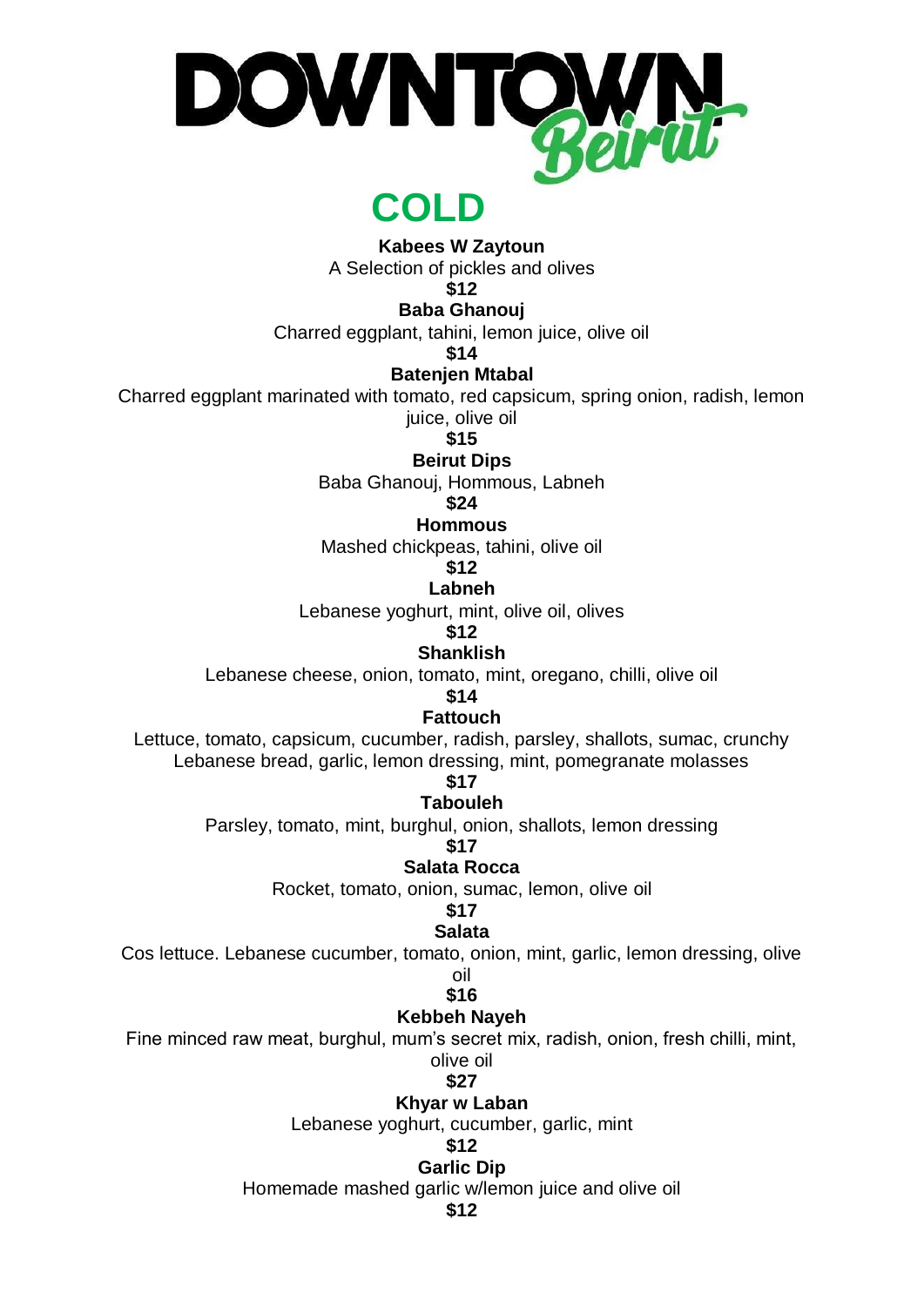# DOWNTOWN Beirut

## COLD

**Kabees W Zaytoun**
A Selection of pickles and olives
**$12**

**Baba Ghanouj**
Charred eggplant, tahini, lemon juice, olive oil
**$14**

**Batenjen Mtabal**
Charred eggplant marinated with tomato, red capsicum, spring onion, radish, lemon juice, olive oil
**$15**

**Beirut Dips**
Baba Ghanouj, Hommous, Labneh
**$24**

**Hommous**
Mashed chickpeas, tahini, olive oil
**$12**

**Labneh**
Lebanese yoghurt, mint, olive oil, olives
**$12**

**Shanklish**
Lebanese cheese, onion, tomato, mint, oregano, chilli, olive oil
**$14**

**Fattouch**
Lettuce, tomato, capsicum, cucumber, radish, parsley, shallots, sumac, crunchy Lebanese bread, garlic, lemon dressing, mint, pomegranate molasses
**$17**

**Tabouleh**
Parsley, tomato, mint, burghul, onion, shallots, lemon dressing
**$17**

**Salata Rocca**
Rocket, tomato, onion, sumac, lemon, olive oil
**$17**

**Salata**
Cos lettuce. Lebanese cucumber, tomato, onion, mint, garlic, lemon dressing, olive oil
**$16**

**Kebbeh Nayeh**
Fine minced raw meat, burghul, mum's secret mix, radish, onion, fresh chilli, mint, olive oil
**$27**

**Khyar w Laban**
Lebanese yoghurt, cucumber, garlic, mint
**$12**

**Garlic Dip**
Homemade mashed garlic w/lemon juice and olive oil
**$12**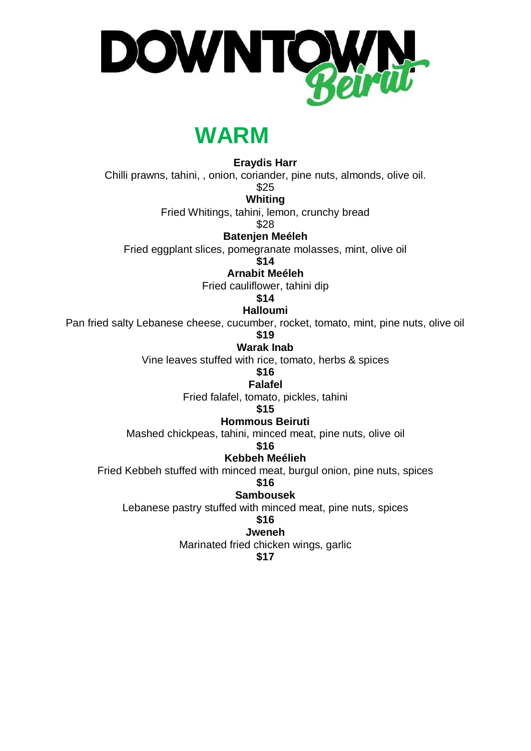# DOWNTOWN Beirut

## WARM

**Eraydis Harr**

Chilli prawns, tahini, , onion, coriander, pine nuts, almonds, olive oil.

$25

**Whiting**

Fried Whitings, tahini, lemon, crunchy bread

$28

**Batenjen Meéleh**

Fried eggplant slices, pomegranate molasses, mint, olive oil

**$14**

**Arnabit Meéleh**

Fried cauliflower, tahini dip

**$14**

**Halloumi**

Pan fried salty Lebanese cheese, cucumber, rocket, tomato, mint, pine nuts, olive oil

**$19**

**Warak Inab**

Vine leaves stuffed with rice, tomato, herbs & spices

**$16**

**Falafel**

Fried falafel, tomato, pickles, tahini

**$15**

**Hommous Beiruti**

Mashed chickpeas, tahini, minced meat, pine nuts, olive oil

**$16**

**Kebbeh Meélieh**

Fried Kebbeh stuffed with minced meat, burgul onion, pine nuts, spices

**$16**

**Sambousek**

Lebanese pastry stuffed with minced meat, pine nuts, spices

**$16**

**Jweneh**

Marinated fried chicken wings, garlic

**$17**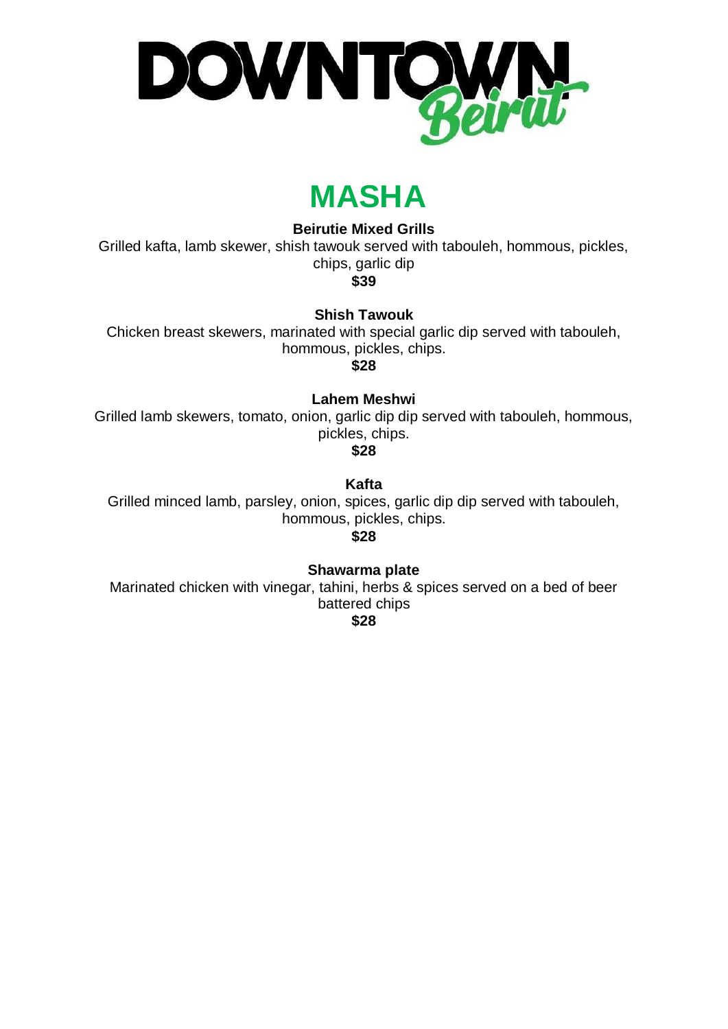# DOWNTOWN Beirut

## MASHA

**Beirutie Mixed Grills**

Grilled kafta, lamb skewer, shish tawouk served with tabouleh, hommous, pickles, chips, garlic dip

**$39**

**Shish Tawouk**

Chicken breast skewers, marinated with special garlic dip served with tabouleh, hommous, pickles, chips.

**$28**

**Lahem Meshwi**

Grilled lamb skewers, tomato, onion, garlic dip dip served with tabouleh, hommous, pickles, chips.

**$28**

**Kafta**

Grilled minced lamb, parsley, onion, spices, garlic dip dip served with tabouleh, hommous, pickles, chips.

**$28**

**Shawarma plate**

Marinated chicken with vinegar, tahini, herbs & spices served on a bed of beer battered chips

**$28**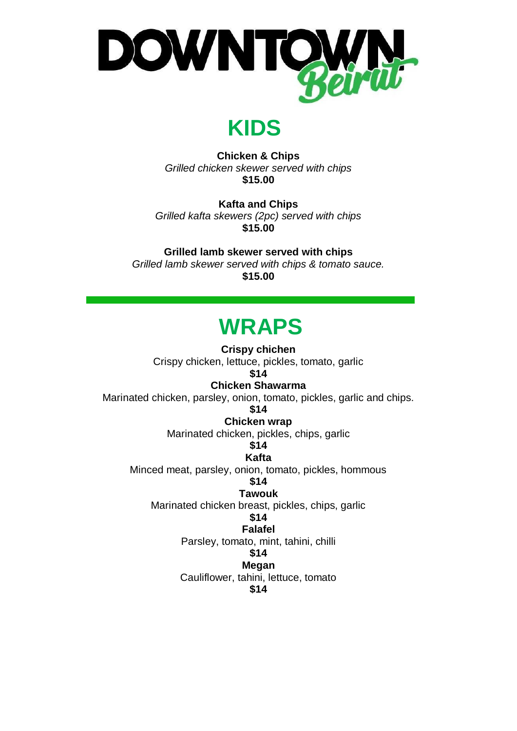# DOWNTOWN Beirut

## KIDS

**Chicken & Chips**
*Grilled chicken skewer served with chips*
**$15.00**

**Kafta and Chips**
*Grilled kafta skewers (2pc) served with chips*
**$15.00**

**Grilled lamb skewer served with chips**
*Grilled lamb skewer served with chips & tomato sauce.*
**$15.00**

## WRAPS

**Crispy chichen**
Crispy chicken, lettuce, pickles, tomato, garlic
**$14**

**Chicken Shawarma**
Marinated chicken, parsley, onion, tomato, pickles, garlic and chips.
**$14**

**Chicken wrap**
Marinated chicken, pickles, chips, garlic
**$14**

**Kafta**
Minced meat, parsley, onion, tomato, pickles, hommous
**$14**

**Tawouk**
Marinated chicken breast, pickles, chips, garlic
**$14**

**Falafel**
Parsley, tomato, mint, tahini, chilli
**$14**

**Megan**
Cauliflower, tahini, lettuce, tomato
**$14**